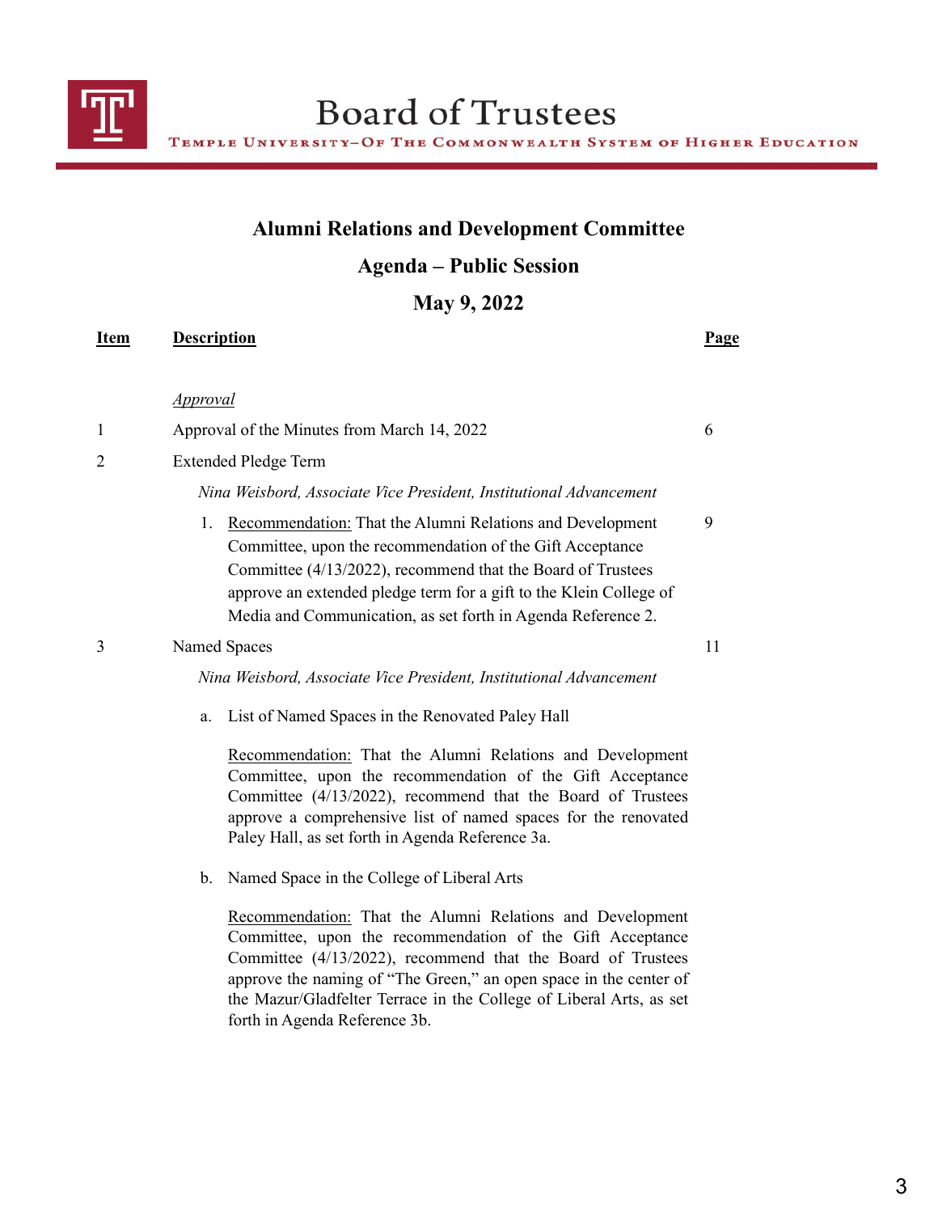# Board of Trustees

TEMPLE UNIVERSITY–OF THE COMMONWEALTH SYSTEM OF HIGHER EDUCATION

## Alumni Relations and Development Committee

## Agenda – Public Session

## May 9, 2022

| Item | Description | Page |
|---|---|---|
| | *Approval* | |
| 1 | Approval of the Minutes from March 14, 2022 | 6 |
| 2 | Extended Pledge Term | |
| | *Nina Weisbord, Associate Vice President, Institutional Advancement* | |
| | 1. Recommendation: That the Alumni Relations and Development Committee, upon the recommendation of the Gift Acceptance Committee (4/13/2022), recommend that the Board of Trustees approve an extended pledge term for a gift to the Klein College of Media and Communication, as set forth in Agenda Reference 2. | 9 |
| 3 | Named Spaces | 11 |
| | *Nina Weisbord, Associate Vice President, Institutional Advancement* | |
| | a. List of Named Spaces in the Renovated Paley Hall<br><br>Recommendation: That the Alumni Relations and Development Committee, upon the recommendation of the Gift Acceptance Committee (4/13/2022), recommend that the Board of Trustees approve a comprehensive list of named spaces for the renovated Paley Hall, as set forth in Agenda Reference 3a. | |
| | b. Named Space in the College of Liberal Arts<br><br>Recommendation: That the Alumni Relations and Development Committee, upon the recommendation of the Gift Acceptance Committee (4/13/2022), recommend that the Board of Trustees approve the naming of "The Green," an open space in the center of the Mazur/Gladfelter Terrace in the College of Liberal Arts, as set forth in Agenda Reference 3b. | |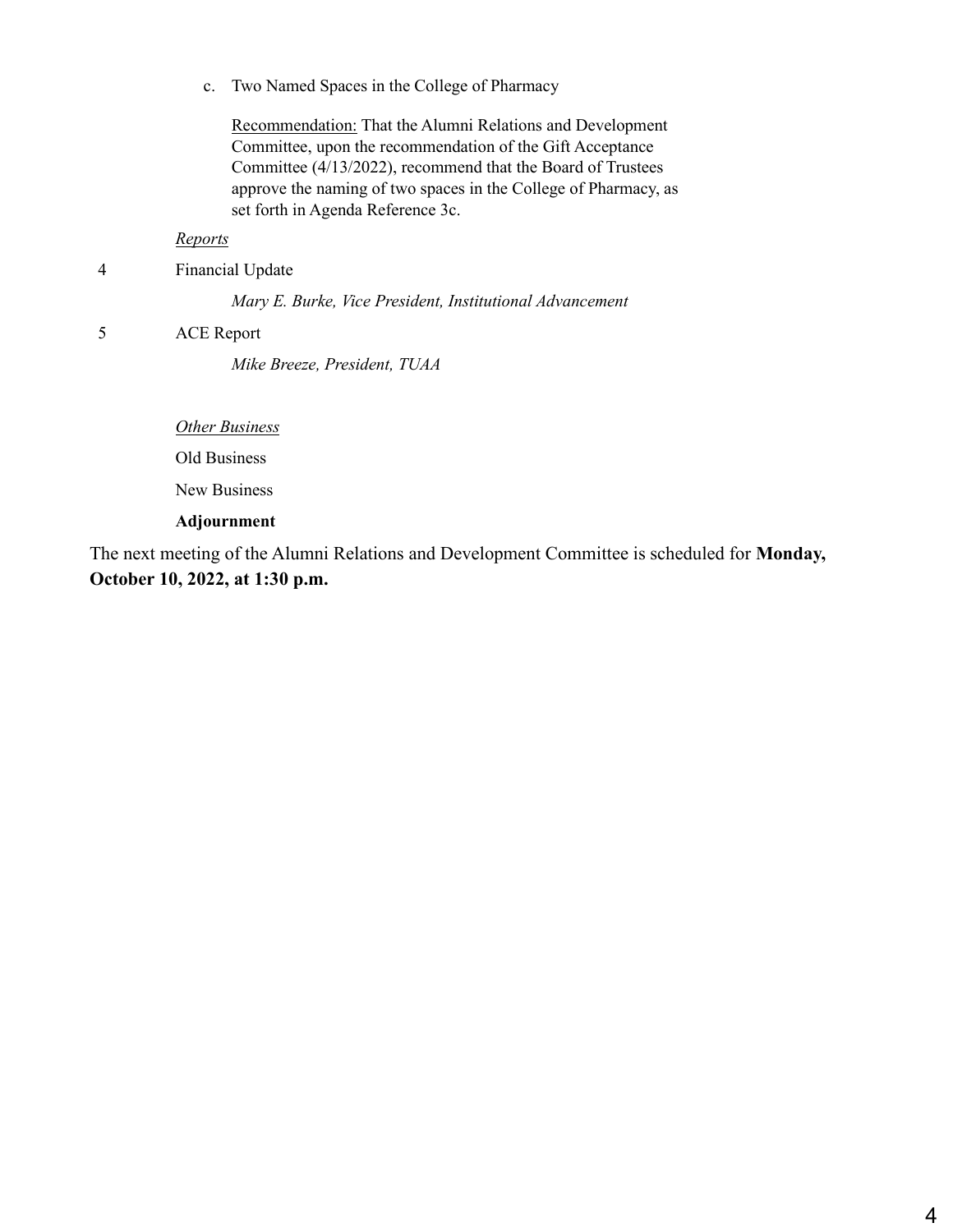c. Two Named Spaces in the College of Pharmacy

<u>Recommendation:</u> That the Alumni Relations and Development Committee, upon the recommendation of the Gift Acceptance Committee (4/13/2022), recommend that the Board of Trustees approve the naming of two spaces in the College of Pharmacy, as set forth in Agenda Reference 3c.

*<u>Reports</u>*

4 Financial Update

*Mary E. Burke, Vice President, Institutional Advancement*

5 ACE Report

*Mike Breeze, President, TUAA*

*<u>Other Business</u>*

Old Business

New Business

**Adjournment**

The next meeting of the Alumni Relations and Development Committee is scheduled for **Monday, October 10, 2022, at 1:30 p.m.**